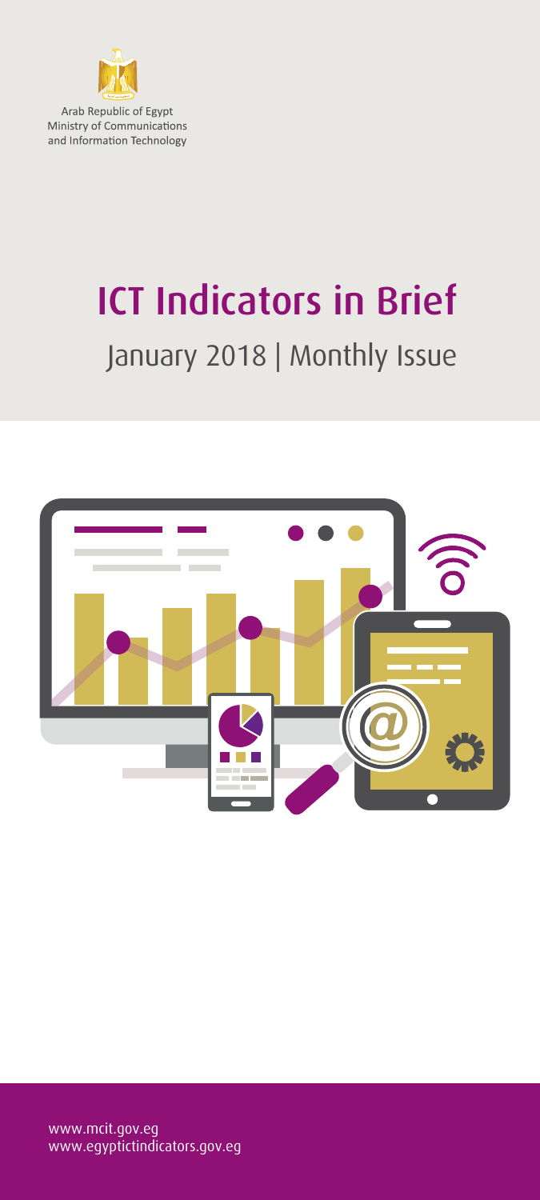Arab Republic of Egypt
Ministry of Communications
and Information Technology

# ICT Indicators in Brief

## January 2018 | Monthly Issue

www.mcit.gov.eg
www.egyptictindicators.gov.eg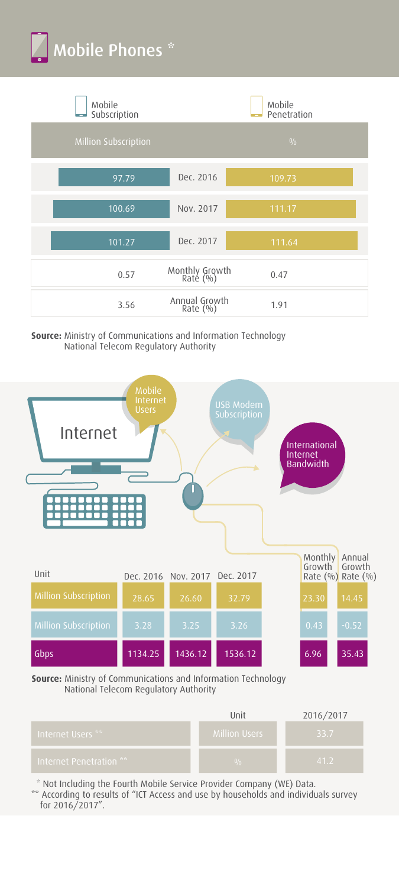# Mobile Phones *

| Mobile Subscription (Million Subscription) | | Mobile Penetration (%) |
|---|---|---|
| 97.79 | Dec. 2016 | 109.73 |
| 100.69 | Nov. 2017 | 111.17 |
| 101.27 | Dec. 2017 | 111.64 |
| 0.57 | Monthly Growth Rate (%) | 0.47 |
| 3.56 | Annual Growth Rate (%) | 1.91 |

**Source:** Ministry of Communications and Information Technology
National Telecom Regulatory Authority

# Internet

| | Unit | Dec. 2016 | Nov. 2017 | Dec. 2017 | Monthly Growth Rate (%) | Annual Growth Rate (%) |
|---|---|---|---|---|---|---|
| Mobile Internet Users | Million Subscription | 28.65 | 26.60 | 32.79 | 23.30 | 14.45 |
| USB Modem Subscription | Million Subscription | 3.28 | 3.25 | 3.26 | 0.43 | -0.52 |
| International Internet Bandwidth | Gbps | 1134.25 | 1436.12 | 1536.12 | 6.96 | 35.43 |

**Source:** Ministry of Communications and Information Technology
National Telecom Regulatory Authority

| | Unit | 2016/2017 |
|---|---|---|
| Internet Users ** | Million Users | 33.7 |
| Internet Penetration ** | % | 41.2 |

* Not Including the Fourth Mobile Service Provider Company (WE) Data.

** According to results of "ICT Access and use by households and individuals survey for 2016/2017".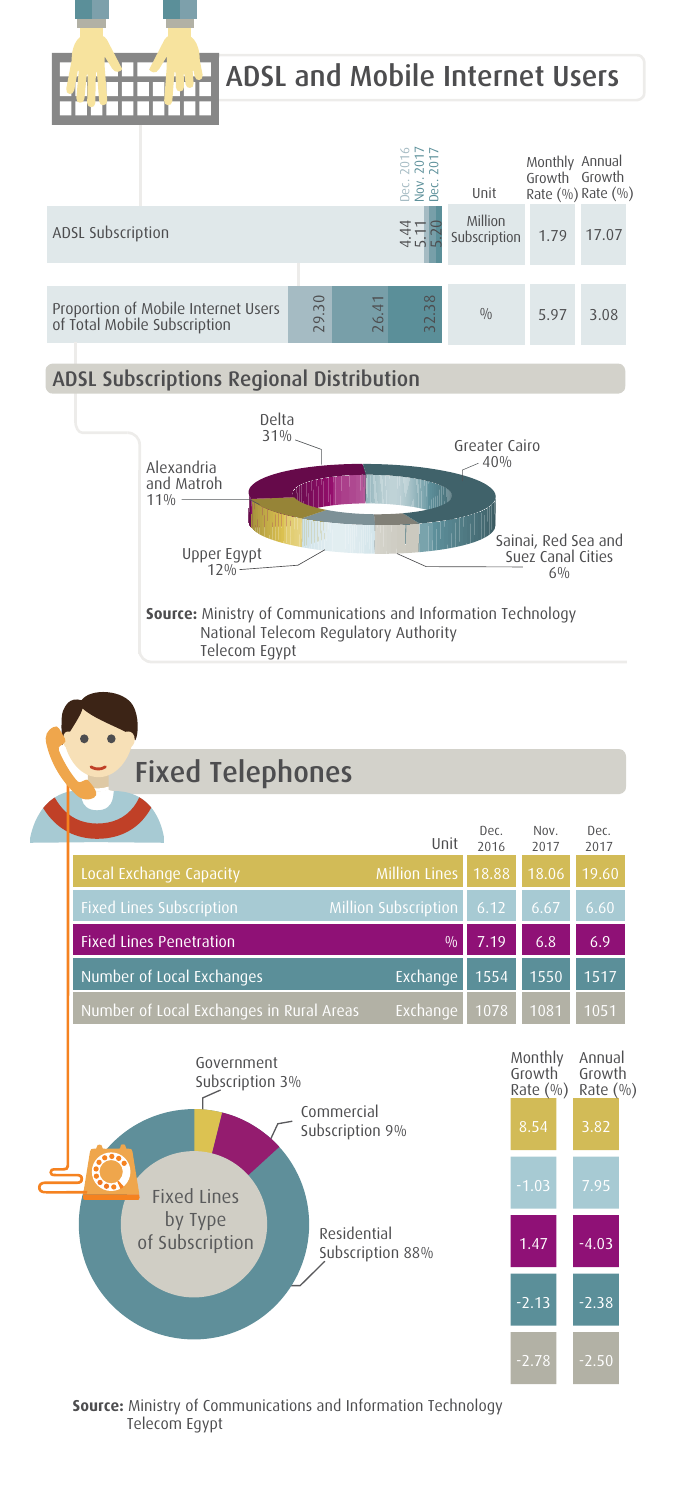# ADSL and Mobile Internet Users

| | Dec. 2016 | Nov. 2017 | Dec. 2017 | Unit | Monthly Growth Rate (%) | Annual Growth Rate (%) |
|---|---|---|---|---|---|---|
| ADSL Subscription | 4.44 | 5.11 | 5.20 | Million Subscription | 1.79 | 17.07 |
| Proportion of Mobile Internet Users of Total Mobile Subscription | 29.30 | 26.41 | 32.38 | % | 5.97 | 3.08 |

## ADSL Subscriptions Regional Distribution

- Greater Cairo 40%
- Delta 31%
- Upper Egypt 12%
- Alexandria and Matroh 11%
- Sainai, Red Sea and Suez Canal Cities 6%

**Source:** Ministry of Communications and Information Technology
National Telecom Regulatory Authority
Telecom Egypt

# Fixed Telephones

| | Unit | Dec. 2016 | Nov. 2017 | Dec. 2017 | Monthly Growth Rate (%) | Annual Growth Rate (%) |
|---|---|---|---|---|---|---|
| Local Exchange Capacity | Million Lines | 18.88 | 18.06 | 19.60 | 8.54 | 3.82 |
| Fixed Lines Subscription | Million Subscription | 6.12 | 6.67 | 6.60 | -1.03 | 7.95 |
| Fixed Lines Penetration | % | 7.19 | 6.8 | 6.9 | 1.47 | -4.03 |
| Number of Local Exchanges | Exchange | 1554 | 1550 | 1517 | -2.13 | -2.38 |
| Number of Local Exchanges in Rural Areas | Exchange | 1078 | 1081 | 1051 | -2.78 | -2.50 |

**Fixed Lines by Type of Subscription**

- Government Subscription 3%
- Commercial Subscription 9%
- Residential Subscription 88%

**Source:** Ministry of Communications and Information Technology
Telecom Egypt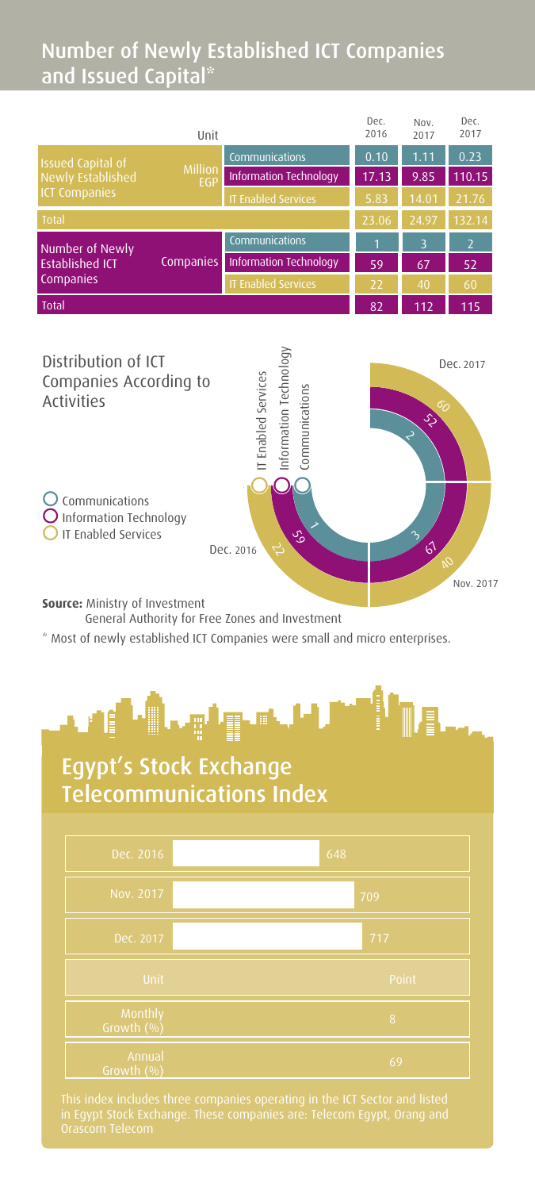## Number of Newly Established ICT Companies and Issued Capital*

| | Unit | | Dec. 2016 | Nov. 2017 | Dec. 2017 |
|---|---|---|---|---|---|
| Issued Capital of Newly Established ICT Companies | Million EGP | Communications | 0.10 | 1.11 | 0.23 |
| | | Information Technology | 17.13 | 9.85 | 110.15 |
| | | IT Enabled Services | 5.83 | 14.01 | 21.76 |
| Total | | | 23.06 | 24.97 | 132.14 |
| Number of Newly Established ICT Companies | Companies | Communications | 1 | 3 | 2 |
| | | Information Technology | 59 | 67 | 52 |
| | | IT Enabled Services | 22 | 40 | 60 |
| Total | | | 82 | 112 | 115 |

### Distribution of ICT Companies According to Activities

| | Dec. 2016 | Nov. 2017 | Dec. 2017 |
|---|---|---|---|
| Communications | 1 | 3 | 2 |
| Information Technology | 59 | 67 | 52 |
| IT Enabled Services | 22 | 40 | 60 |

**Source:** Ministry of Investment
General Authority for Free Zones and Investment

* Most of newly established ICT Companies were small and micro enterprises.

## Egypt's Stock Exchange Telecommunications Index

| | |
|---|---|
| Dec. 2016 | 648 |
| Nov. 2017 | 709 |
| Dec. 2017 | 717 |
| Unit | Point |
| Monthly Growth (%) | 8 |
| Annual Growth (%) | 69 |

This index includes three companies operating in the ICT Sector and listed in Egypt Stock Exchange. These companies are: Telecom Egypt, Orang and Orascom Telecom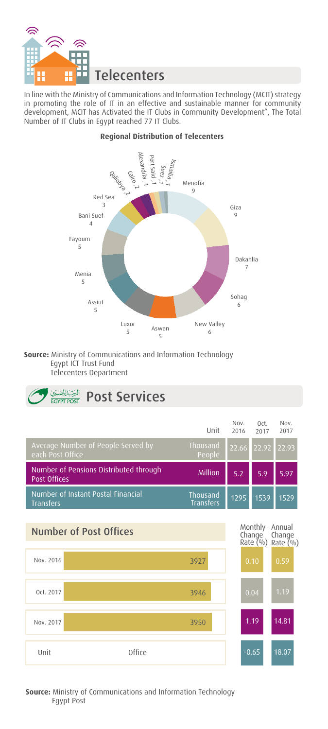# Telecenters

In line with the Ministry of Communications and Information Technology (MCIT) strategy in promoting the role of IT in an effective and sustainable manner for community development, MCIT has Activated the IT Clubs in Community Development", The Total Number of IT Clubs in Egypt reached 77 IT Clubs.

**Regional Distribution of Telecenters**

Menofia 9
Giza 9
Dakahlia 7
Sohag 6
New Valley 6
Aswan 5
Luxor 5
Assiut 5
Menia 5
Fayoum 5
Bani Suef 4
Red Sea 3
Qaliobya ,2
Cairo ,2
Alexandria ,1
Port Said ,1
Suez ,1
Ismailia ,1

**Source:** Ministry of Communications and Information Technology
Egypt ICT Trust Fund
Telecenters Department

# Post Services

| | Unit | Nov. 2016 | Oct. 2017 | Nov. 2017 |
|---|---|---|---|---|
| Average Number of People Served by each Post Office | Thousand People | 22.66 | 22.92 | 22.93 |
| Number of Pensions Distributed through Post Offices | Million | 5.2 | 5.9 | 5.97 |
| Number of Instant Postal Financial Transfers | Thousand Transfers | 1295 | 1539 | 1529 |

## Number of Post Offices

Nov. 2016 3927
Oct. 2017 3946
Nov. 2017 3950
Unit Office

Monthly Change Rate (%)
0.10
0.04
1.19
-0.65

Annual Change Rate (%)
0.59
1.19
14.81
18.07

**Source:** Ministry of Communications and Information Technology
Egypt Post